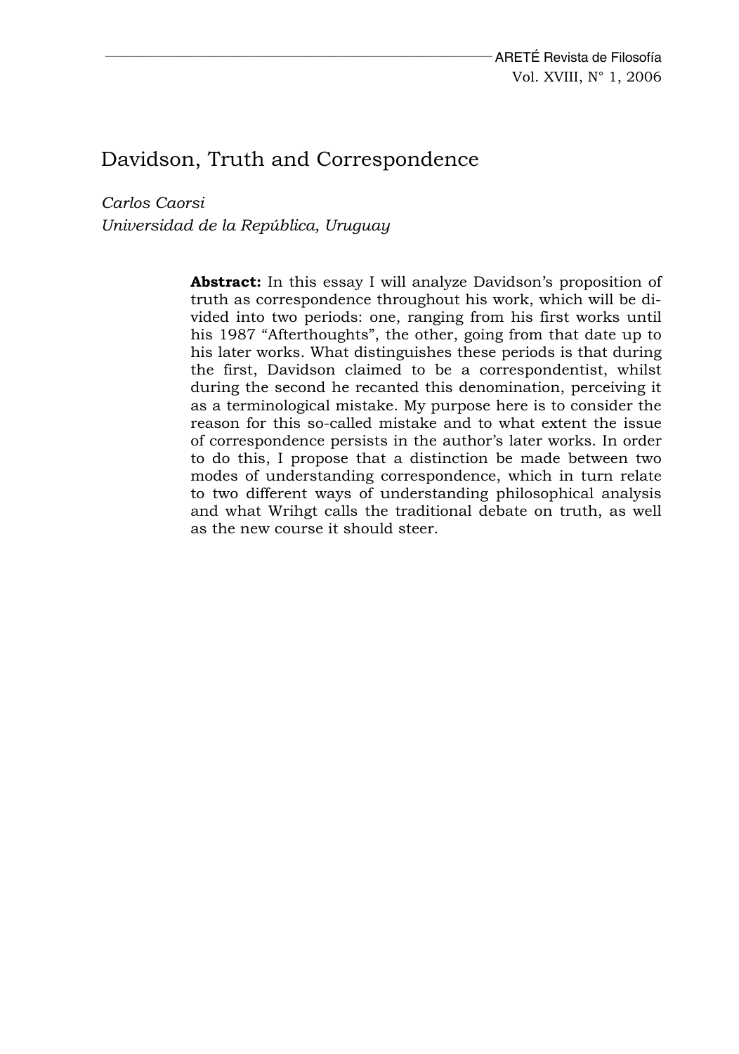# Davidson, Truth and Correspondence

*Carlos Caorsi*
*Universidad de la República, Uruguay*

**Abstract:** In this essay I will analyze Davidson's proposition of truth as correspondence throughout his work, which will be divided into two periods: one, ranging from his first works until his 1987 "Afterthoughts", the other, going from that date up to his later works. What distinguishes these periods is that during the first, Davidson claimed to be a correspondentist, whilst during the second he recanted this denomination, perceiving it as a terminological mistake. My purpose here is to consider the reason for this so-called mistake and to what extent the issue of correspondence persists in the author's later works. In order to do this, I propose that a distinction be made between two modes of understanding correspondence, which in turn relate to two different ways of understanding philosophical analysis and what Wrihgt calls the traditional debate on truth, as well as the new course it should steer.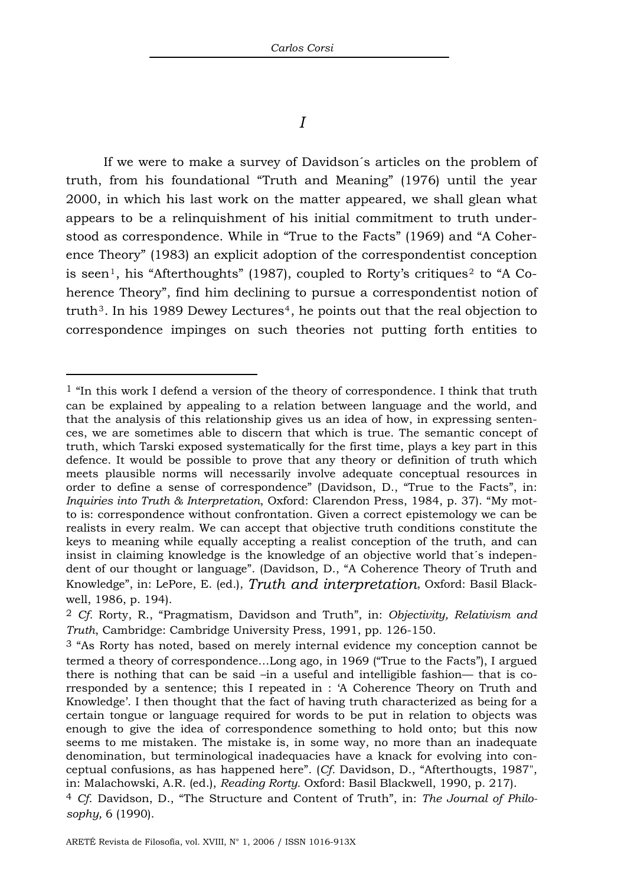*I*

If we were to make a survey of Davidson´s articles on the problem of truth, from his foundational "Truth and Meaning" (1976) until the year 2000, in which his last work on the matter appeared, we shall glean what appears to be a relinquishment of his initial commitment to truth understood as correspondence. While in "True to the Facts" (1969) and "A Coherence Theory" (1983) an explicit adoption of the correspondentist conception is seen[1], his "Afterthoughts" (1987), coupled to Rorty's critiques[2] to "A Coherence Theory", find him declining to pursue a correspondentist notion of truth[3]. In his 1989 Dewey Lectures[4], he points out that the real objection to correspondence impinges on such theories not putting forth entities to

---

[1] "In this work I defend a version of the theory of correspondence. I think that truth can be explained by appealing to a relation between language and the world, and that the analysis of this relationship gives us an idea of how, in expressing sentences, we are sometimes able to discern that which is true. The semantic concept of truth, which Tarski exposed systematically for the first time, plays a key part in this defence. It would be possible to prove that any theory or definition of truth which meets plausible norms will necessarily involve adequate conceptual resources in order to define a sense of correspondence" (Davidson, D., "True to the Facts", in: *Inquiries into Truth & Interpretation*, Oxford: Clarendon Press, 1984, p. 37). "My motto is: correspondence without confrontation. Given a correct epistemology we can be realists in every realm. We can accept that objective truth conditions constitute the keys to meaning while equally accepting a realist conception of the truth, and can insist in claiming knowledge is the knowledge of an objective world that´s independent of our thought or language". (Davidson, D., "A Coherence Theory of Truth and Knowledge", in: LePore, E. (ed.), *Truth and interpretation*, Oxford: Basil Blackwell, 1986, p. 194).

[2] *Cf.* Rorty, R., "Pragmatism, Davidson and Truth", in: *Objectivity, Relativism and Truth*, Cambridge: Cambridge University Press, 1991, pp. 126-150.

[3] "As Rorty has noted, based on merely internal evidence my conception cannot be termed a theory of correspondence…Long ago, in 1969 ("True to the Facts"), I argued there is nothing that can be said –in a useful and intelligible fashion— that is corresponded by a sentence; this I repeated in : 'A Coherence Theory on Truth and Knowledge'. I then thought that the fact of having truth characterized as being for a certain tongue or language required for words to be put in relation to objects was enough to give the idea of correspondence something to hold onto; but this now seems to me mistaken. The mistake is, in some way, no more than an inadequate denomination, but terminological inadequacies have a knack for evolving into conceptual confusions, as has happened here". (*Cf.* Davidson, D., "Afterthougts, 1987", in: Malachowski, A.R. (ed.), *Reading Rorty.* Oxford: Basil Blackwell, 1990, p. 217).

[4] *Cf.* Davidson, D., "The Structure and Content of Truth", in: *The Journal of Philosophy,* 6 (1990).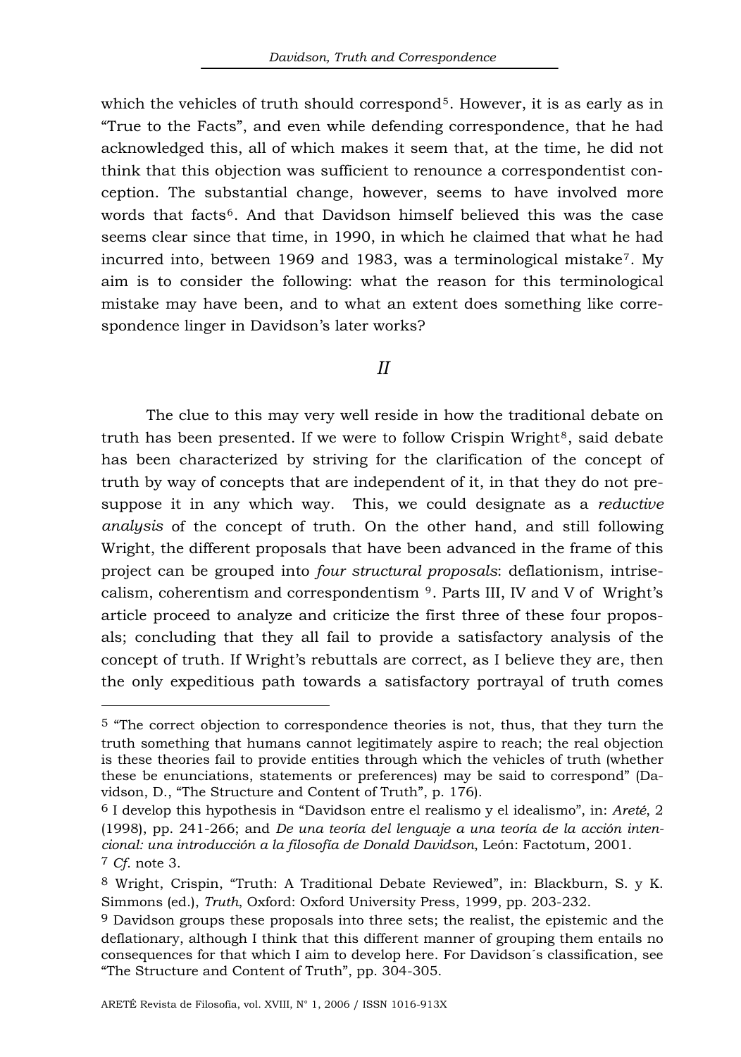which the vehicles of truth should correspond[5]. However, it is as early as in "True to the Facts", and even while defending correspondence, that he had acknowledged this, all of which makes it seem that, at the time, he did not think that this objection was sufficient to renounce a correspondentist conception. The substantial change, however, seems to have involved more words that facts[6]. And that Davidson himself believed this was the case seems clear since that time, in 1990, in which he claimed that what he had incurred into, between 1969 and 1983, was a terminological mistake[7]. My aim is to consider the following: what the reason for this terminological mistake may have been, and to what an extent does something like correspondence linger in Davidson's later works?

## *II*

The clue to this may very well reside in how the traditional debate on truth has been presented. If we were to follow Crispin Wright[8], said debate has been characterized by striving for the clarification of the concept of truth by way of concepts that are independent of it, in that they do not presuppose it in any which way. This, we could designate as a *reductive analysis* of the concept of truth. On the other hand, and still following Wright, the different proposals that have been advanced in the frame of this project can be grouped into *four structural proposals*: deflationism, intrisecalism, coherentism and correspondentism [9]. Parts III, IV and V of Wright's article proceed to analyze and criticize the first three of these four proposals; concluding that they all fail to provide a satisfactory analysis of the concept of truth. If Wright's rebuttals are correct, as I believe they are, then the only expeditious path towards a satisfactory portrayal of truth comes

---

[5] "The correct objection to correspondence theories is not, thus, that they turn the truth something that humans cannot legitimately aspire to reach; the real objection is these theories fail to provide entities through which the vehicles of truth (whether these be enunciations, statements or preferences) may be said to correspond" (Davidson, D., "The Structure and Content of Truth", p. 176).

[6] I develop this hypothesis in "Davidson entre el realismo y el idealismo", in: *Areté*, 2 (1998), pp. 241-266; and *De una teoría del lenguaje a una teoría de la acción intencional: una introducción a la filosofía de Donald Davidson*, León: Factotum, 2001.

[7] *Cf.* note 3.

[8] Wright, Crispin, "Truth: A Traditional Debate Reviewed", in: Blackburn, S. y K. Simmons (ed.), *Truth*, Oxford: Oxford University Press, 1999, pp. 203-232.

[9] Davidson groups these proposals into three sets; the realist, the epistemic and the deflationary, although I think that this different manner of grouping them entails no consequences for that which I aim to develop here. For Davidson´s classification, see "The Structure and Content of Truth", pp. 304-305.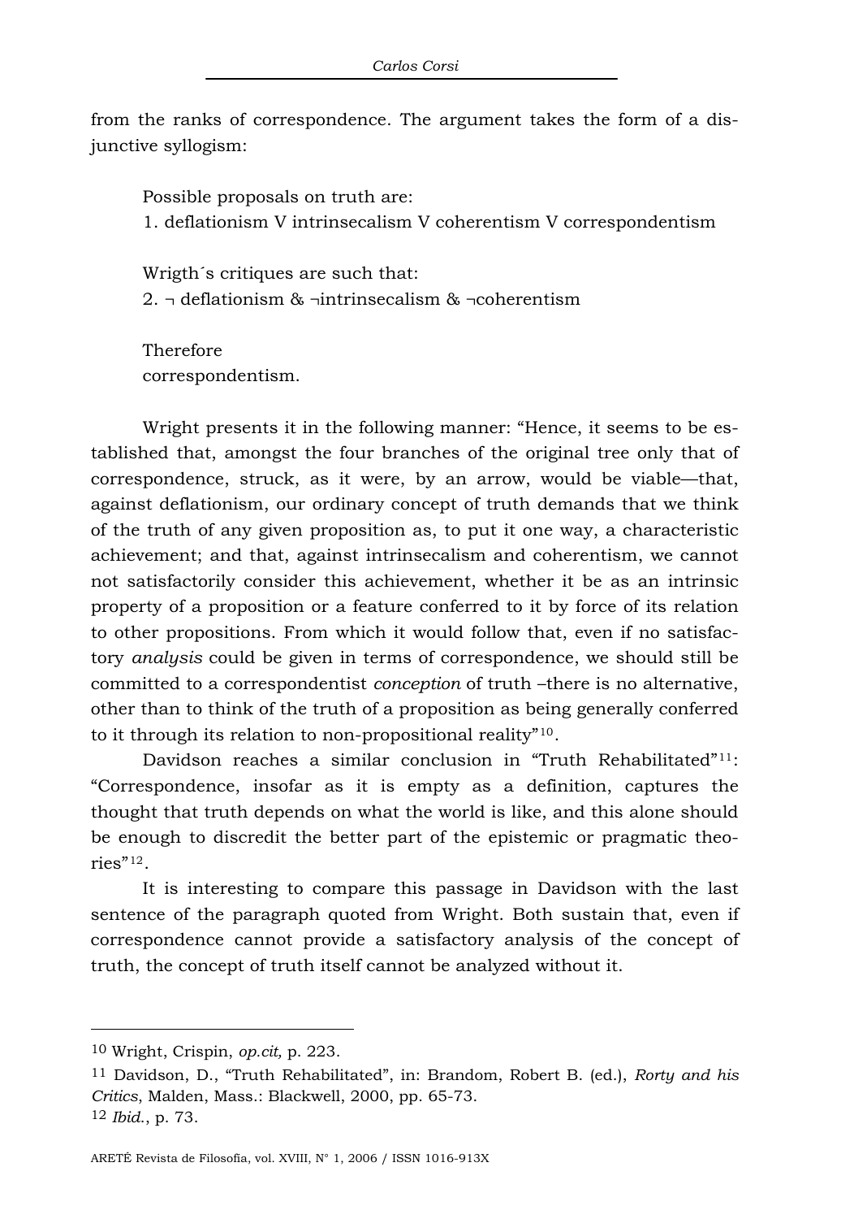from the ranks of correspondence. The argument takes the form of a disjunctive syllogism:

> Possible proposals on truth are:
> 1. deflationism V intrinsecalism V coherentism V correspondentism
>
> Wrigth´s critiques are such that:
> 2. ¬ deflationism & ¬intrinsecalism & ¬coherentism
>
> Therefore
> correspondentism.

Wright presents it in the following manner: "Hence, it seems to be established that, amongst the four branches of the original tree only that of correspondence, struck, as it were, by an arrow, would be viable—that, against deflationism, our ordinary concept of truth demands that we think of the truth of any given proposition as, to put it one way, a characteristic achievement; and that, against intrinsecalism and coherentism, we cannot not satisfactorily consider this achievement, whether it be as an intrinsic property of a proposition or a feature conferred to it by force of its relation to other propositions. From which it would follow that, even if no satisfactory *analysis* could be given in terms of correspondence, we should still be committed to a correspondentist *conception* of truth –there is no alternative, other than to think of the truth of a proposition as being generally conferred to it through its relation to non-propositional reality"[10].

Davidson reaches a similar conclusion in "Truth Rehabilitated"[11]: "Correspondence, insofar as it is empty as a definition, captures the thought that truth depends on what the world is like, and this alone should be enough to discredit the better part of the epistemic or pragmatic theories"[12].

It is interesting to compare this passage in Davidson with the last sentence of the paragraph quoted from Wright. Both sustain that, even if correspondence cannot provide a satisfactory analysis of the concept of truth, the concept of truth itself cannot be analyzed without it.

---

[10] Wright, Crispin, *op.cit,* p. 223.

[11] Davidson, D., "Truth Rehabilitated", in: Brandom, Robert B. (ed.), *Rorty and his Critics*, Malden, Mass.: Blackwell, 2000, pp. 65-73.

[12] *Ibid.*, p. 73.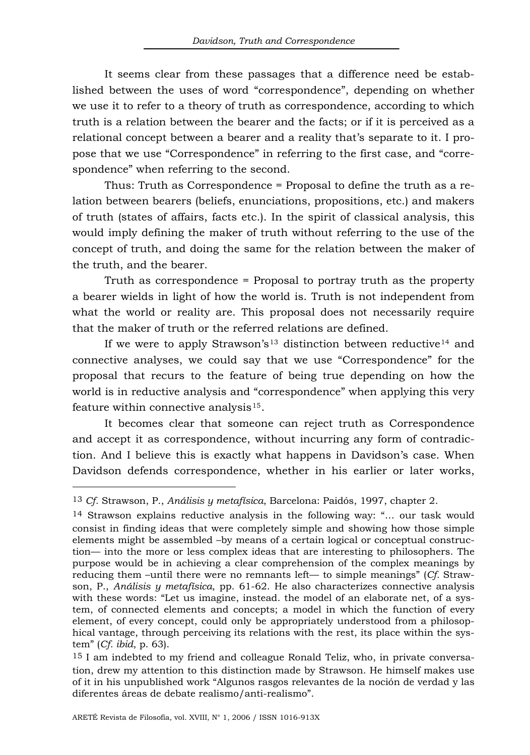It seems clear from these passages that a difference need be established between the uses of word "correspondence", depending on whether we use it to refer to a theory of truth as correspondence, according to which truth is a relation between the bearer and the facts; or if it is perceived as a relational concept between a bearer and a reality that's separate to it. I propose that we use "Correspondence" in referring to the first case, and "correspondence" when referring to the second.

Thus: Truth as Correspondence = Proposal to define the truth as a relation between bearers (beliefs, enunciations, propositions, etc.) and makers of truth (states of affairs, facts etc.). In the spirit of classical analysis, this would imply defining the maker of truth without referring to the use of the concept of truth, and doing the same for the relation between the maker of the truth, and the bearer.

Truth as correspondence = Proposal to portray truth as the property a bearer wields in light of how the world is. Truth is not independent from what the world or reality are. This proposal does not necessarily require that the maker of truth or the referred relations are defined.

If we were to apply Strawson's[13] distinction between reductive[14] and connective analyses, we could say that we use "Correspondence" for the proposal that recurs to the feature of being true depending on how the world is in reductive analysis and "correspondence" when applying this very feature within connective analysis[15].

It becomes clear that someone can reject truth as Correspondence and accept it as correspondence, without incurring any form of contradiction. And I believe this is exactly what happens in Davidson's case. When Davidson defends correspondence, whether in his earlier or later works,

---

[13] *Cf.* Strawson, P., *Análisis y metafísica*, Barcelona: Paidós, 1997, chapter 2.

[14] Strawson explains reductive analysis in the following way: "… our task would consist in finding ideas that were completely simple and showing how those simple elements might be assembled –by means of a certain logical or conceptual construction— into the more or less complex ideas that are interesting to philosophers. The purpose would be in achieving a clear comprehension of the complex meanings by reducing them –until there were no remnants left— to simple meanings" (*Cf.* Strawson, P., *Análisis y metafísica*, pp. 61-62. He also characterizes connective analysis with these words: "Let us imagine, instead. the model of an elaborate net, of a system, of connected elements and concepts; a model in which the function of every element, of every concept, could only be appropriately understood from a philosophical vantage, through perceiving its relations with the rest, its place within the system" (*Cf. ibid*, p. 63).

[15] I am indebted to my friend and colleague Ronald Teliz, who, in private conversation, drew my attention to this distinction made by Strawson. He himself makes use of it in his unpublished work "Algunos rasgos relevantes de la noción de verdad y las diferentes áreas de debate realismo/anti-realismo".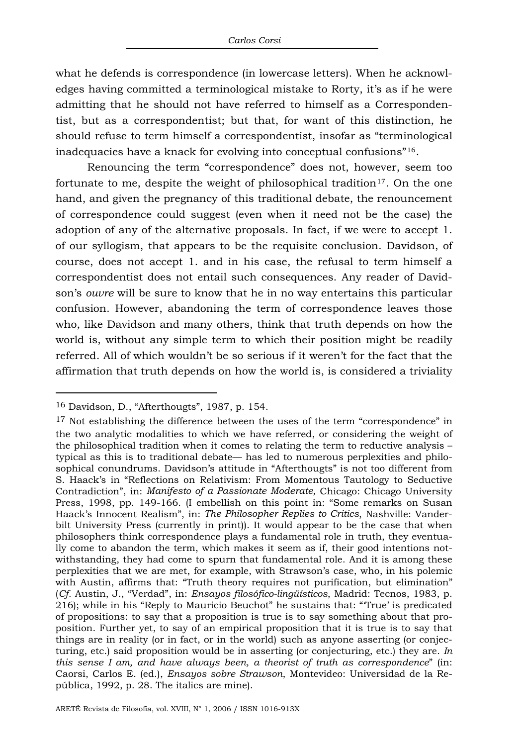what he defends is correspondence (in lowercase letters). When he acknowledges having committed a terminological mistake to Rorty, it's as if he were admitting that he should not have referred to himself as a Correspondentist, but as a correspondentist; but that, for want of this distinction, he should refuse to term himself a correspondentist, insofar as "terminological inadequacies have a knack for evolving into conceptual confusions"[16].

Renouncing the term "correspondence" does not, however, seem too fortunate to me, despite the weight of philosophical tradition[17]. On the one hand, and given the pregnancy of this traditional debate, the renouncement of correspondence could suggest (even when it need not be the case) the adoption of any of the alternative proposals. In fact, if we were to accept 1. of our syllogism, that appears to be the requisite conclusion. Davidson, of course, does not accept 1. and in his case, the refusal to term himself a correspondentist does not entail such consequences. Any reader of Davidson's *ouvre* will be sure to know that he in no way entertains this particular confusion. However, abandoning the term of correspondence leaves those who, like Davidson and many others, think that truth depends on how the world is, without any simple term to which their position might be readily referred. All of which wouldn't be so serious if it weren't for the fact that the affirmation that truth depends on how the world is, is considered a triviality

---

[16] Davidson, D., "Afterthougts", 1987, p. 154.

[17] Not establishing the difference between the uses of the term "correspondence" in the two analytic modalities to which we have referred, or considering the weight of the philosophical tradition when it comes to relating the term to reductive analysis –typical as this is to traditional debate— has led to numerous perplexities and philosophical conundrums. Davidson's attitude in "Afterthougts" is not too different from S. Haack's in "Reflections on Relativism: From Momentous Tautology to Seductive Contradiction", in: *Manifesto of a Passionate Moderate,* Chicago: Chicago University Press, 1998, pp. 149-166. (I embellish on this point in: "Some remarks on Susan Haack's Innocent Realism", in: *The Philosopher Replies to Critics*, Nashville: Vanderbilt University Press (currently in print)). It would appear to be the case that when philosophers think correspondence plays a fundamental role in truth, they eventually come to abandon the term, which makes it seem as if, their good intentions notwithstanding, they had come to spurn that fundamental role. And it is among these perplexities that we are met, for example, with Strawson's case, who, in his polemic with Austin, affirms that: "Truth theory requires not purification, but elimination" (*Cf.* Austin, J., "Verdad", in: *Ensayos filosófico-lingüísticos*, Madrid: Tecnos, 1983, p. 216); while in his "Reply to Mauricio Beuchot" he sustains that: "'True' is predicated of propositions: to say that a proposition is true is to say something about that proposition. Further yet, to say of an empirical proposition that it is true is to say that things are in reality (or in fact, or in the world) such as anyone asserting (or conjecturing, etc.) said proposition would be in asserting (or conjecturing, etc.) they are. *In this sense I am, and have always been, a theorist of truth as correspondence*" (in: Caorsi, Carlos E. (ed.), *Ensayos sobre Strawson*, Montevideo: Universidad de la República, 1992, p. 28. The italics are mine).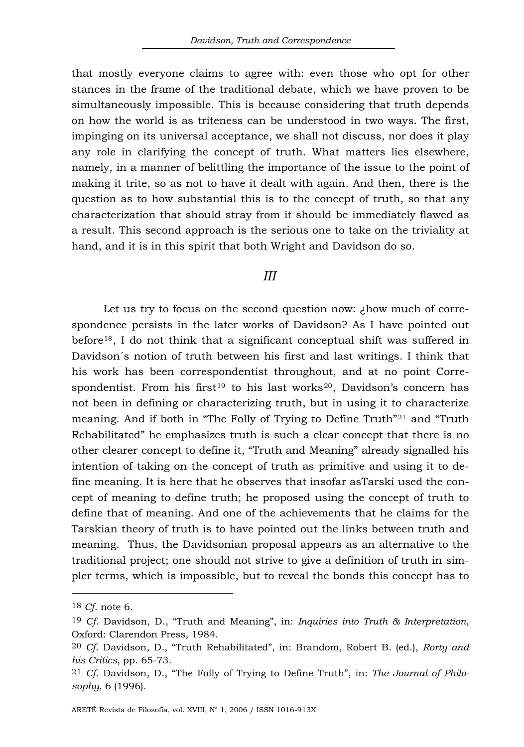that mostly everyone claims to agree with: even those who opt for other stances in the frame of the traditional debate, which we have proven to be simultaneously impossible. This is because considering that truth depends on how the world is as triteness can be understood in two ways. The first, impinging on its universal acceptance, we shall not discuss, nor does it play any role in clarifying the concept of truth. What matters lies elsewhere, namely, in a manner of belittling the importance of the issue to the point of making it trite, so as not to have it dealt with again. And then, there is the question as to how substantial this is to the concept of truth, so that any characterization that should stray from it should be immediately flawed as a result. This second approach is the serious one to take on the triviality at hand, and it is in this spirit that both Wright and Davidson do so.

## *III*

Let us try to focus on the second question now: ¿how much of correspondence persists in the later works of Davidson? As I have pointed out before[18], I do not think that a significant conceptual shift was suffered in Davidson´s notion of truth between his first and last writings. I think that his work has been correspondentist throughout, and at no point Correspondentist. From his first[19] to his last works[20], Davidson's concern has not been in defining or characterizing truth, but in using it to characterize meaning. And if both in "The Folly of Trying to Define Truth"[21] and "Truth Rehabilitated" he emphasizes truth is such a clear concept that there is no other clearer concept to define it, "Truth and Meaning" already signalled his intention of taking on the concept of truth as primitive and using it to define meaning. It is here that he observes that insofar asTarski used the concept of meaning to define truth; he proposed using the concept of truth to define that of meaning. And one of the achievements that he claims for the Tarskian theory of truth is to have pointed out the links between truth and meaning. Thus, the Davidsonian proposal appears as an alternative to the traditional project; one should not strive to give a definition of truth in simpler terms, which is impossible, but to reveal the bonds this concept has to

---

[18] *Cf.* note 6.

[19] *Cf.* Davidson, D., "Truth and Meaning", in: *Inquiries into Truth & Interpretation*, Oxford: Clarendon Press, 1984.

[20] *Cf.* Davidson, D., "Truth Rehabilitated", in: Brandom, Robert B. (ed.), *Rorty and his Critics*, pp. 65-73.

[21] *Cf.* Davidson, D., "The Folly of Trying to Define Truth", in: *The Journal of Philosophy,* 6 (1996).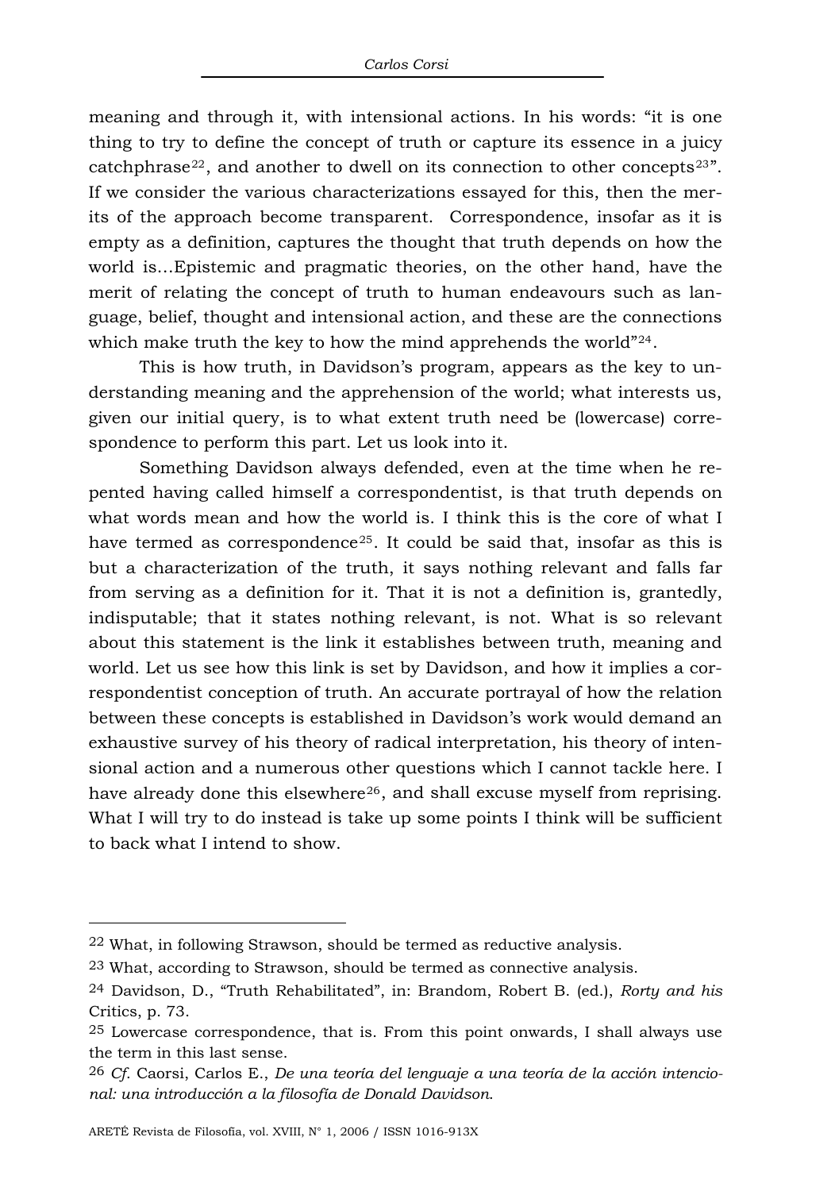meaning and through it, with intensional actions. In his words: "it is one thing to try to define the concept of truth or capture its essence in a juicy catchphrase[22], and another to dwell on its connection to other concepts[23]". If we consider the various characterizations essayed for this, then the merits of the approach become transparent. Correspondence, insofar as it is empty as a definition, captures the thought that truth depends on how the world is...Epistemic and pragmatic theories, on the other hand, have the merit of relating the concept of truth to human endeavours such as language, belief, thought and intensional action, and these are the connections which make truth the key to how the mind apprehends the world"[24].

This is how truth, in Davidson's program, appears as the key to understanding meaning and the apprehension of the world; what interests us, given our initial query, is to what extent truth need be (lowercase) correspondence to perform this part. Let us look into it.

Something Davidson always defended, even at the time when he repented having called himself a correspondentist, is that truth depends on what words mean and how the world is. I think this is the core of what I have termed as correspondence[25]. It could be said that, insofar as this is but a characterization of the truth, it says nothing relevant and falls far from serving as a definition for it. That it is not a definition is, grantedly, indisputable; that it states nothing relevant, is not. What is so relevant about this statement is the link it establishes between truth, meaning and world. Let us see how this link is set by Davidson, and how it implies a correspondentist conception of truth. An accurate portrayal of how the relation between these concepts is established in Davidson's work would demand an exhaustive survey of his theory of radical interpretation, his theory of intensional action and a numerous other questions which I cannot tackle here. I have already done this elsewhere[26], and shall excuse myself from reprising. What I will try to do instead is take up some points I think will be sufficient to back what I intend to show.

---

[22] What, in following Strawson, should be termed as reductive analysis.

[23] What, according to Strawson, should be termed as connective analysis.

[24] Davidson, D., "Truth Rehabilitated", in: Brandom, Robert B. (ed.), *Rorty and his* Critics, p. 73.

[25] Lowercase correspondence, that is. From this point onwards, I shall always use the term in this last sense.

[26] *Cf.* Caorsi, Carlos E., *De una teoría del lenguaje a una teoría de la acción intencional: una introducción a la filosofía de Donald Davidson*.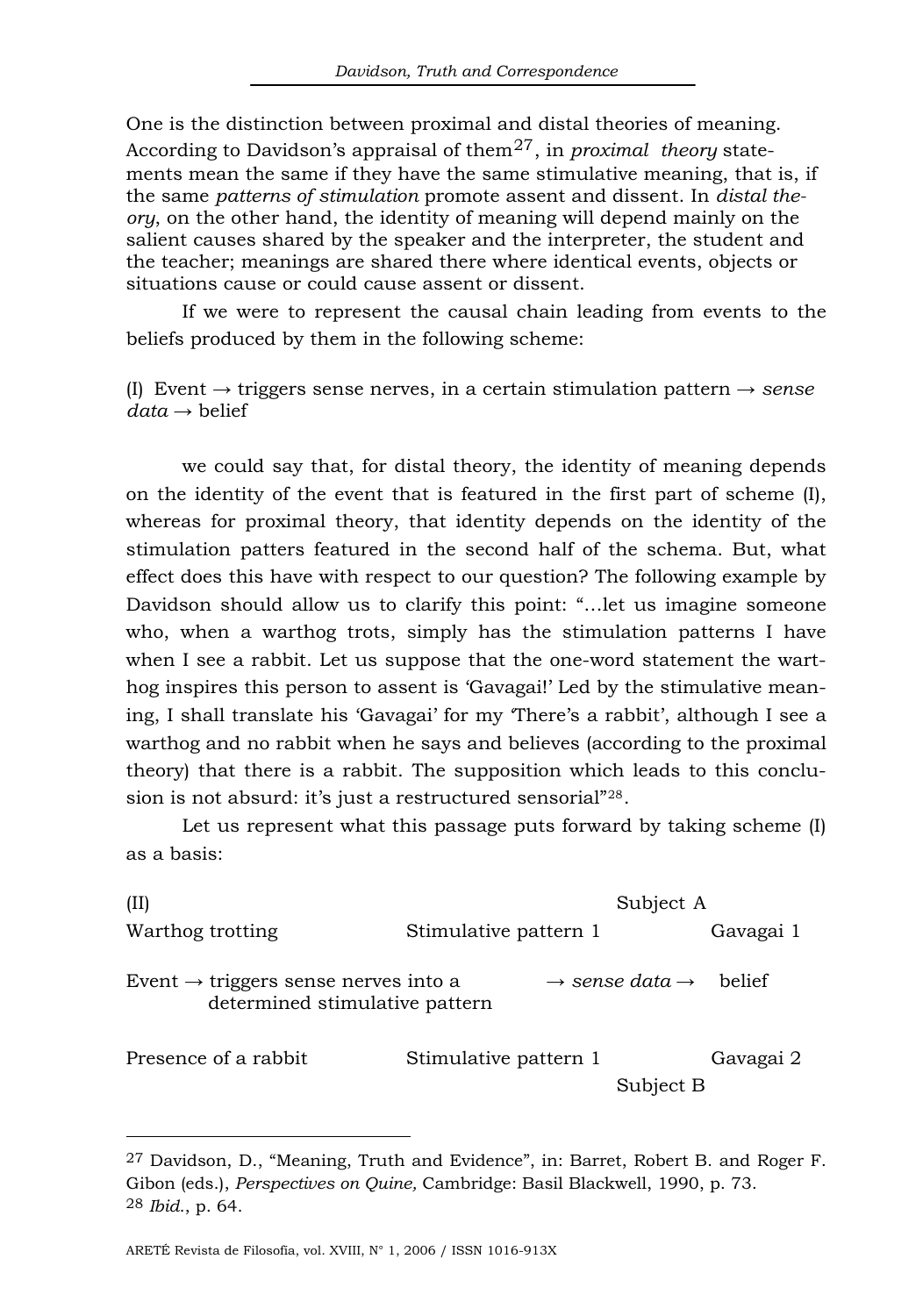One is the distinction between proximal and distal theories of meaning. According to Davidson's appraisal of them[27], in *proximal theory* statements mean the same if they have the same stimulative meaning, that is, if the same *patterns of stimulation* promote assent and dissent. In *distal theory*, on the other hand, the identity of meaning will depend mainly on the salient causes shared by the speaker and the interpreter, the student and the teacher; meanings are shared there where identical events, objects or situations cause or could cause assent or dissent.

If we were to represent the causal chain leading from events to the beliefs produced by them in the following scheme:

(I) Event → triggers sense nerves, in a certain stimulation pattern → *sense data* → belief

we could say that, for distal theory, the identity of meaning depends on the identity of the event that is featured in the first part of scheme (I), whereas for proximal theory, that identity depends on the identity of the stimulation patters featured in the second half of the schema. But, what effect does this have with respect to our question? The following example by Davidson should allow us to clarify this point: "…let us imagine someone who, when a warthog trots, simply has the stimulation patterns I have when I see a rabbit. Let us suppose that the one-word statement the warthog inspires this person to assent is 'Gavagai!' Led by the stimulative meaning, I shall translate his 'Gavagai' for my 'There's a rabbit', although I see a warthog and no rabbit when he says and believes (according to the proximal theory) that there is a rabbit. The supposition which leads to this conclusion is not absurd: it's just a restructured sensorial"[28].

Let us represent what this passage puts forward by taking scheme (I) as a basis:

(II) Subject A

Warthog trotting — Stimulative pattern 1 — Gavagai 1

Event → triggers sense nerves into a determined stimulative pattern → *sense data* → belief

Presence of a rabbit — Stimulative pattern 1 — Gavagai 2

Subject B

---

[27] Davidson, D., "Meaning, Truth and Evidence", in: Barret, Robert B. and Roger F. Gibon (eds.), *Perspectives on Quine,* Cambridge: Basil Blackwell, 1990, p. 73.

[28] *Ibid.*, p. 64.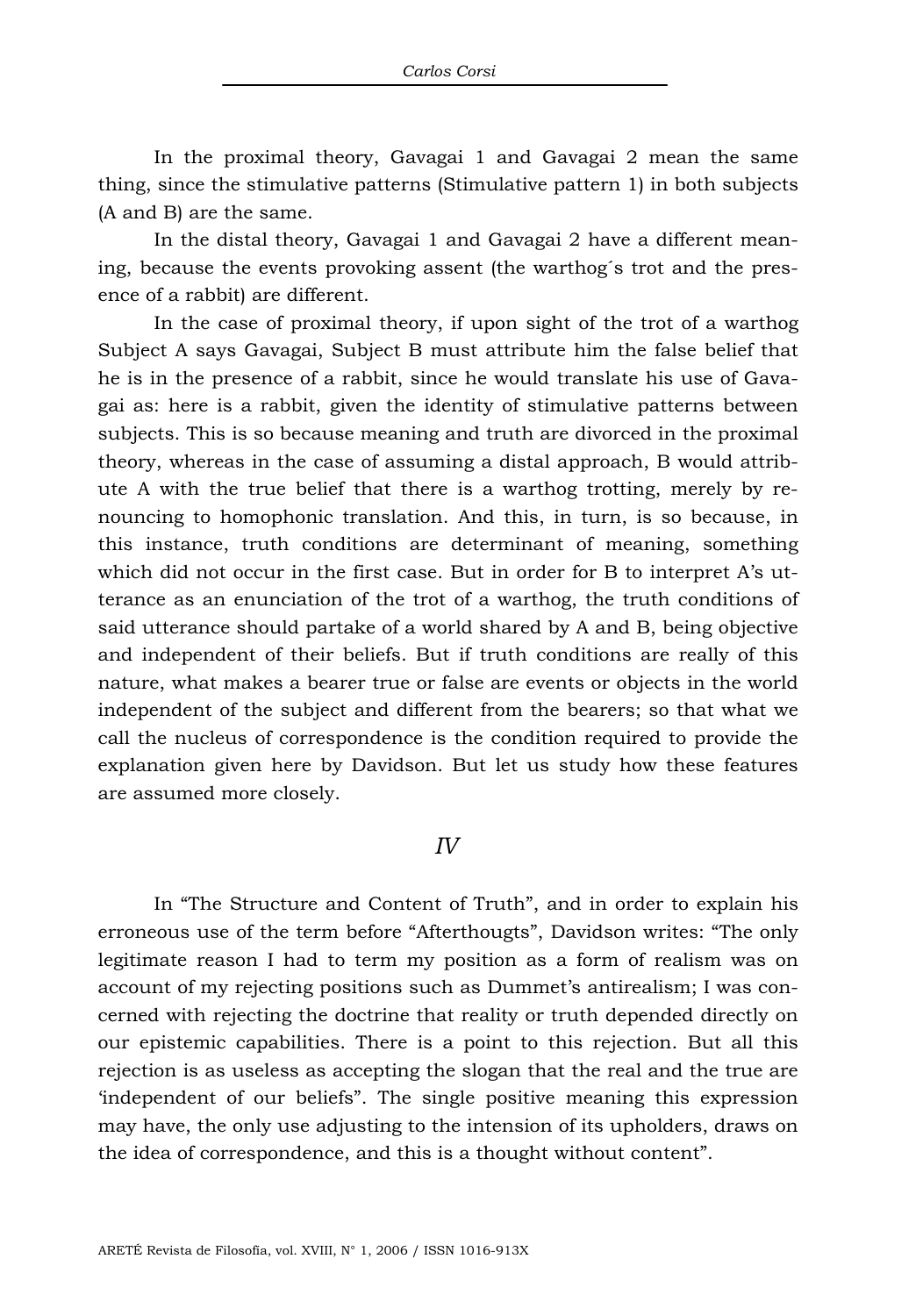In the proximal theory, Gavagai 1 and Gavagai 2 mean the same thing, since the stimulative patterns (Stimulative pattern 1) in both subjects (A and B) are the same.

In the distal theory, Gavagai 1 and Gavagai 2 have a different meaning, because the events provoking assent (the warthog´s trot and the presence of a rabbit) are different.

In the case of proximal theory, if upon sight of the trot of a warthog Subject A says Gavagai, Subject B must attribute him the false belief that he is in the presence of a rabbit, since he would translate his use of Gavagai as: here is a rabbit, given the identity of stimulative patterns between subjects. This is so because meaning and truth are divorced in the proximal theory, whereas in the case of assuming a distal approach, B would attribute A with the true belief that there is a warthog trotting, merely by renouncing to homophonic translation. And this, in turn, is so because, in this instance, truth conditions are determinant of meaning, something which did not occur in the first case. But in order for B to interpret A's utterance as an enunciation of the trot of a warthog, the truth conditions of said utterance should partake of a world shared by A and B, being objective and independent of their beliefs. But if truth conditions are really of this nature, what makes a bearer true or false are events or objects in the world independent of the subject and different from the bearers; so that what we call the nucleus of correspondence is the condition required to provide the explanation given here by Davidson. But let us study how these features are assumed more closely.

## *IV*

In "The Structure and Content of Truth", and in order to explain his erroneous use of the term before "Afterthougts", Davidson writes: "The only legitimate reason I had to term my position as a form of realism was on account of my rejecting positions such as Dummet's antirealism; I was concerned with rejecting the doctrine that reality or truth depended directly on our epistemic capabilities. There is a point to this rejection. But all this rejection is as useless as accepting the slogan that the real and the true are 'independent of our beliefs". The single positive meaning this expression may have, the only use adjusting to the intension of its upholders, draws on the idea of correspondence, and this is a thought without content".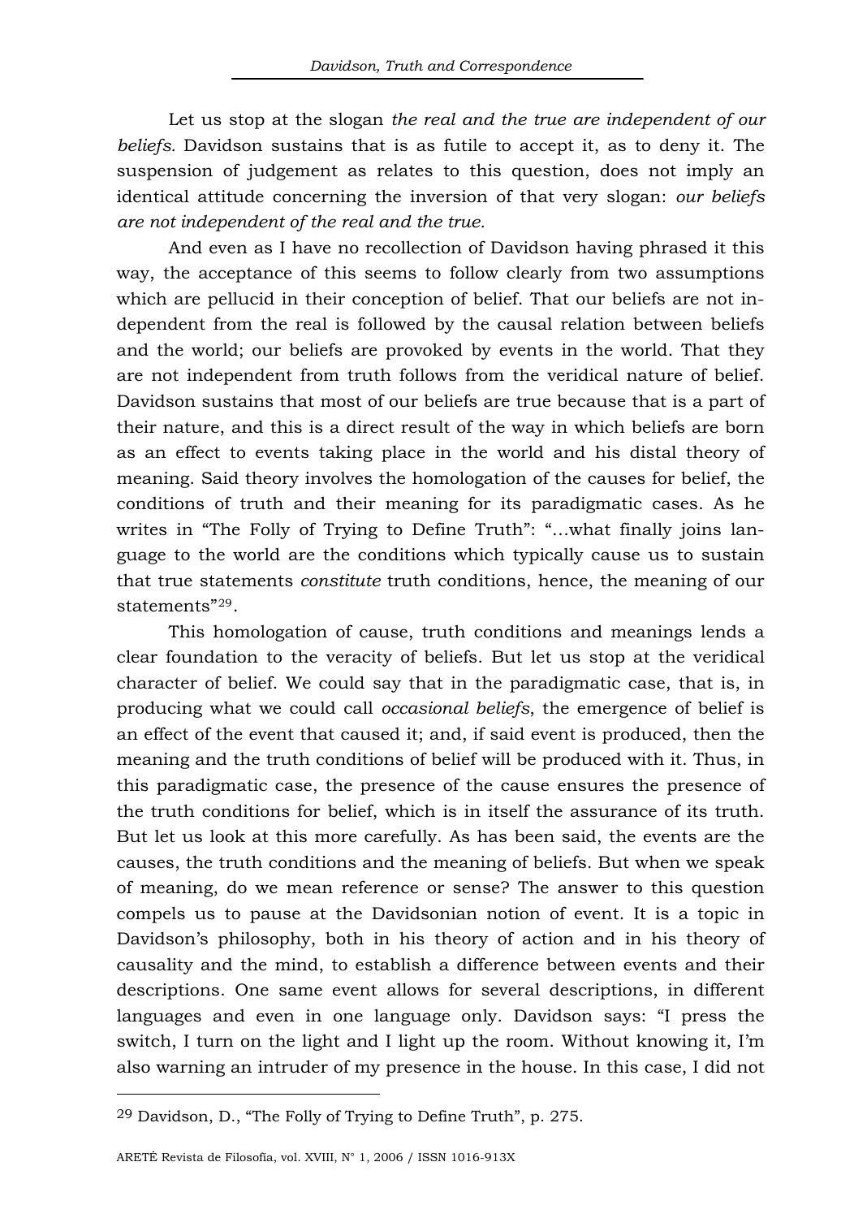Let us stop at the slogan *the real and the true are independent of our beliefs.* Davidson sustains that is as futile to accept it, as to deny it. The suspension of judgement as relates to this question, does not imply an identical attitude concerning the inversion of that very slogan: *our beliefs are not independent of the real and the true.*

And even as I have no recollection of Davidson having phrased it this way, the acceptance of this seems to follow clearly from two assumptions which are pellucid in their conception of belief. That our beliefs are not independent from the real is followed by the causal relation between beliefs and the world; our beliefs are provoked by events in the world. That they are not independent from truth follows from the veridical nature of belief. Davidson sustains that most of our beliefs are true because that is a part of their nature, and this is a direct result of the way in which beliefs are born as an effect to events taking place in the world and his distal theory of meaning. Said theory involves the homologation of the causes for belief, the conditions of truth and their meaning for its paradigmatic cases. As he writes in "The Folly of Trying to Define Truth": "…what finally joins language to the world are the conditions which typically cause us to sustain that true statements *constitute* truth conditions, hence, the meaning of our statements"[29].

This homologation of cause, truth conditions and meanings lends a clear foundation to the veracity of beliefs. But let us stop at the veridical character of belief. We could say that in the paradigmatic case, that is, in producing what we could call *occasional beliefs*, the emergence of belief is an effect of the event that caused it; and, if said event is produced, then the meaning and the truth conditions of belief will be produced with it. Thus, in this paradigmatic case, the presence of the cause ensures the presence of the truth conditions for belief, which is in itself the assurance of its truth. But let us look at this more carefully. As has been said, the events are the causes, the truth conditions and the meaning of beliefs. But when we speak of meaning, do we mean reference or sense? The answer to this question compels us to pause at the Davidsonian notion of event. It is a topic in Davidson's philosophy, both in his theory of action and in his theory of causality and the mind, to establish a difference between events and their descriptions. One same event allows for several descriptions, in different languages and even in one language only. Davidson says: "I press the switch, I turn on the light and I light up the room. Without knowing it, I'm also warning an intruder of my presence in the house. In this case, I did not

[29] Davidson, D., "The Folly of Trying to Define Truth", p. 275.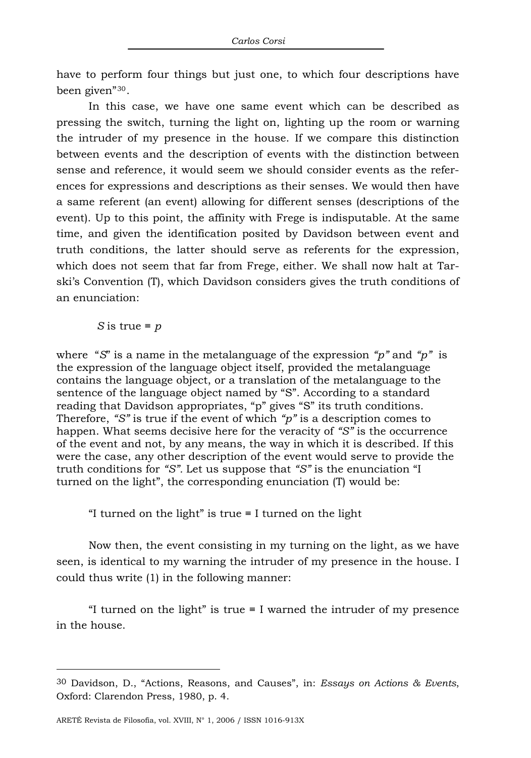have to perform four things but just one, to which four descriptions have been given"[30].

In this case, we have one same event which can be described as pressing the switch, turning the light on, lighting up the room or warning the intruder of my presence in the house. If we compare this distinction between events and the description of events with the distinction between sense and reference, it would seem we should consider events as the references for expressions and descriptions as their senses. We would then have a same referent (an event) allowing for different senses (descriptions of the event). Up to this point, the affinity with Frege is indisputable. At the same time, and given the identification posited by Davidson between event and truth conditions, the latter should serve as referents for the expression, which does not seem that far from Frege, either. We shall now halt at Tarski's Convention (T), which Davidson considers gives the truth conditions of an enunciation:

*S* is true ≡ *p*

where "*S*" is a name in the metalanguage of the expression *"p"* and *"p"* is the expression of the language object itself, provided the metalanguage contains the language object, or a translation of the metalanguage to the sentence of the language object named by "S". According to a standard reading that Davidson appropriates, "p" gives "S" its truth conditions. Therefore, *"S"* is true if the event of which *"p"* is a description comes to happen. What seems decisive here for the veracity of *"S"* is the occurrence of the event and not, by any means, the way in which it is described. If this were the case, any other description of the event would serve to provide the truth conditions for *"S"*. Let us suppose that *"S"* is the enunciation "I turned on the light", the corresponding enunciation (T) would be:

"I turned on the light" is true ≡ I turned on the light

Now then, the event consisting in my turning on the light, as we have seen, is identical to my warning the intruder of my presence in the house. I could thus write (1) in the following manner:

"I turned on the light" is true ≡ I warned the intruder of my presence in the house.

---

[30] Davidson, D., "Actions, Reasons, and Causes", in: *Essays on Actions & Events*, Oxford: Clarendon Press, 1980, p. 4.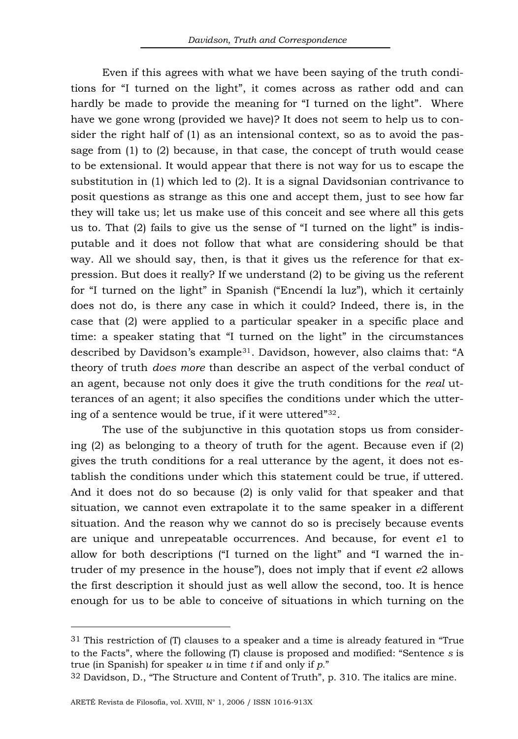Even if this agrees with what we have been saying of the truth conditions for "I turned on the light", it comes across as rather odd and can hardly be made to provide the meaning for "I turned on the light". Where have we gone wrong (provided we have)? It does not seem to help us to consider the right half of (1) as an intensional context, so as to avoid the passage from (1) to (2) because, in that case, the concept of truth would cease to be extensional. It would appear that there is not way for us to escape the substitution in (1) which led to (2). It is a signal Davidsonian contrivance to posit questions as strange as this one and accept them, just to see how far they will take us; let us make use of this conceit and see where all this gets us to. That (2) fails to give us the sense of "I turned on the light" is indisputable and it does not follow that what are considering should be that way. All we should say, then, is that it gives us the reference for that expression. But does it really? If we understand (2) to be giving us the referent for "I turned on the light" in Spanish ("Encendí la luz"), which it certainly does not do, is there any case in which it could? Indeed, there is, in the case that (2) were applied to a particular speaker in a specific place and time: a speaker stating that "I turned on the light" in the circumstances described by Davidson's example[31]. Davidson, however, also claims that: "A theory of truth *does more* than describe an aspect of the verbal conduct of an agent, because not only does it give the truth conditions for the *real* utterances of an agent; it also specifies the conditions under which the uttering of a sentence would be true, if it were uttered"[32].

The use of the subjunctive in this quotation stops us from considering (2) as belonging to a theory of truth for the agent. Because even if (2) gives the truth conditions for a real utterance by the agent, it does not establish the conditions under which this statement could be true, if uttered. And it does not do so because (2) is only valid for that speaker and that situation, we cannot even extrapolate it to the same speaker in a different situation. And the reason why we cannot do so is precisely because events are unique and unrepeatable occurrences. And because, for event $e1$ to allow for both descriptions ("I turned on the light" and "I warned the intruder of my presence in the house"), does not imply that if event $e2$ allows the first description it should just as well allow the second, too. It is hence enough for us to be able to conceive of situations in which turning on the

---

[31] This restriction of (T) clauses to a speaker and a time is already featured in "True to the Facts", where the following (T) clause is proposed and modified: "Sentence *s* is true (in Spanish) for speaker *u* in time *t* if and only if *p*."

[32] Davidson, D., "The Structure and Content of Truth", p. 310. The italics are mine.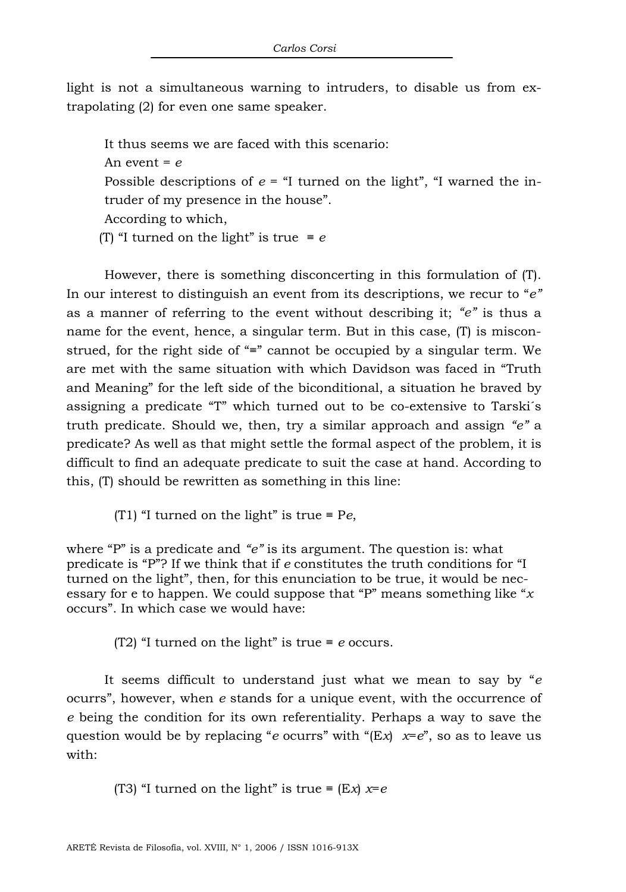light is not a simultaneous warning to intruders, to disable us from extrapolating (2) for even one same speaker.

It thus seems we are faced with this scenario:

An event = *e*

Possible descriptions of *e* = "I turned on the light", "I warned the intruder of my presence in the house".

According to which,

(T) "I turned on the light" is true ≡ *e*

However, there is something disconcerting in this formulation of (T). In our interest to distinguish an event from its descriptions, we recur to "*e*" as a manner of referring to the event without describing it; *"e"* is thus a name for the event, hence, a singular term. But in this case, (T) is misconstrued, for the right side of "≡" cannot be occupied by a singular term. We are met with the same situation with which Davidson was faced in "Truth and Meaning" for the left side of the biconditional, a situation he braved by assigning a predicate "T" which turned out to be co-extensive to Tarski´s truth predicate. Should we, then, try a similar approach and assign *"e"* a predicate? As well as that might settle the formal aspect of the problem, it is difficult to find an adequate predicate to suit the case at hand. According to this, (T) should be rewritten as something in this line:

(T1) "I turned on the light" is true ≡ P*e*,

where "P" is a predicate and *"e"* is its argument. The question is: what predicate is "P"? If we think that if *e* constitutes the truth conditions for "I turned on the light", then, for this enunciation to be true, it would be necessary for e to happen. We could suppose that "P" means something like "*x* occurs". In which case we would have:

(T2) "I turned on the light" is true ≡ *e* occurs.

It seems difficult to understand just what we mean to say by "*e* ocurrs", however, when *e* stands for a unique event, with the occurrence of *e* being the condition for its own referentiality. Perhaps a way to save the question would be by replacing "*e* ocurrs" with "(E*x*) *x*=*e*", so as to leave us with:

(T3) "I turned on the light" is true ≡ (E*x*) *x*=*e*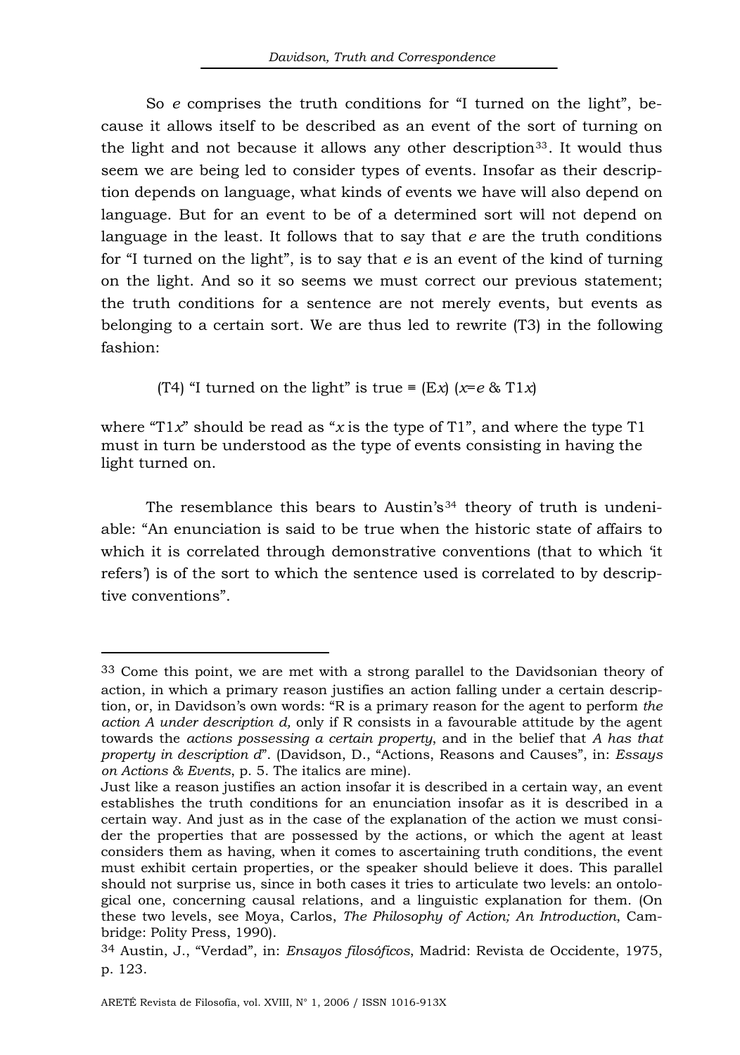So *e* comprises the truth conditions for "I turned on the light", because it allows itself to be described as an event of the sort of turning on the light and not because it allows any other description[33]. It would thus seem we are being led to consider types of events. Insofar as their description depends on language, what kinds of events we have will also depend on language. But for an event to be of a determined sort will not depend on language in the least. It follows that to say that *e* are the truth conditions for "I turned on the light", is to say that *e* is an event of the kind of turning on the light. And so it so seems we must correct our previous statement; the truth conditions for a sentence are not merely events, but events as belonging to a certain sort. We are thus led to rewrite (T3) in the following fashion:

(T4) "I turned on the light" is true ≡ $(\mathrm{E}x)$ $(x{=}e$ & $\mathrm{T1}x)$

where "$\mathrm{T1}x$" should be read as "$x$ is the type of T1", and where the type T1 must in turn be understood as the type of events consisting in having the light turned on.

The resemblance this bears to Austin's[34] theory of truth is undeniable: "An enunciation is said to be true when the historic state of affairs to which it is correlated through demonstrative conventions (that to which 'it refers') is of the sort to which the sentence used is correlated to by descriptive conventions".

---

[33] Come this point, we are met with a strong parallel to the Davidsonian theory of action, in which a primary reason justifies an action falling under a certain description, or, in Davidson's own words: "R is a primary reason for the agent to perform *the action A under description d,* only if R consists in a favourable attitude by the agent towards the *actions possessing a certain property*, and in the belief that *A has that property in description d*". (Davidson, D., "Actions, Reasons and Causes", in: *Essays on Actions & Events*, p. 5. The italics are mine).
Just like a reason justifies an action insofar it is described in a certain way, an event establishes the truth conditions for an enunciation insofar as it is described in a certain way. And just as in the case of the explanation of the action we must consider the properties that are possessed by the actions, or which the agent at least considers them as having, when it comes to ascertaining truth conditions, the event must exhibit certain properties, or the speaker should believe it does. This parallel should not surprise us, since in both cases it tries to articulate two levels: an ontological one, concerning causal relations, and a linguistic explanation for them. (On these two levels, see Moya, Carlos, *The Philosophy of Action; An Introduction*, Cambridge: Polity Press, 1990).

[34] Austin, J., "Verdad", in: *Ensayos filosóficos*, Madrid: Revista de Occidente, 1975, p. 123.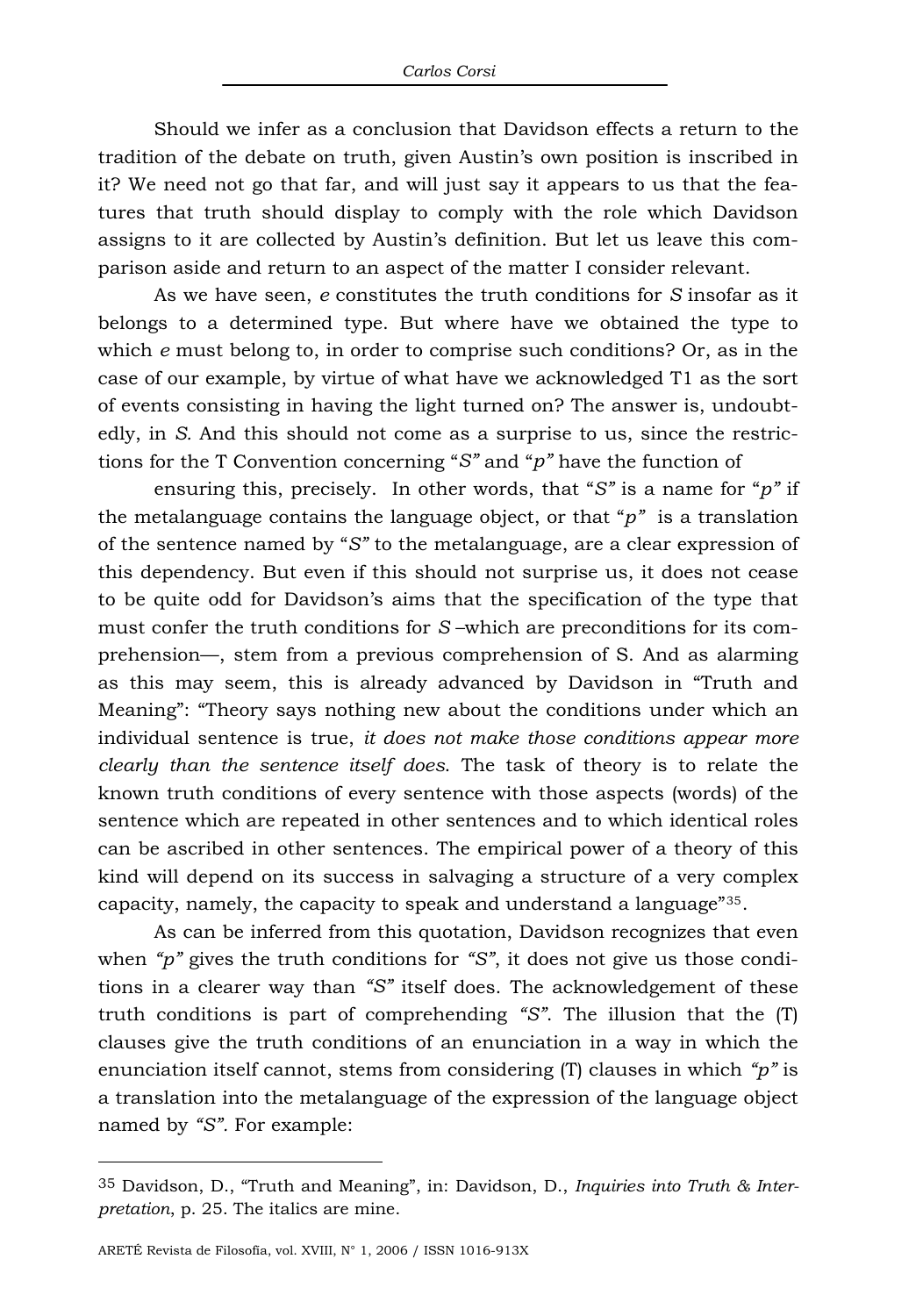Should we infer as a conclusion that Davidson effects a return to the tradition of the debate on truth, given Austin's own position is inscribed in it? We need not go that far, and will just say it appears to us that the features that truth should display to comply with the role which Davidson assigns to it are collected by Austin's definition. But let us leave this comparison aside and return to an aspect of the matter I consider relevant.

As we have seen, *e* constitutes the truth conditions for *S* insofar as it belongs to a determined type. But where have we obtained the type to which *e* must belong to, in order to comprise such conditions? Or, as in the case of our example, by virtue of what have we acknowledged T1 as the sort of events consisting in having the light turned on? The answer is, undoubtedly, in *S*. And this should not come as a surprise to us, since the restrictions for the T Convention concerning "*S*" and "*p*" have the function of

ensuring this, precisely. In other words, that "*S*" is a name for "*p*" if the metalanguage contains the language object, or that "*p*" is a translation of the sentence named by "*S*" to the metalanguage, are a clear expression of this dependency. But even if this should not surprise us, it does not cease to be quite odd for Davidson's aims that the specification of the type that must confer the truth conditions for *S* –which are preconditions for its comprehension—, stem from a previous comprehension of S. And as alarming as this may seem, this is already advanced by Davidson in "Truth and Meaning": "Theory says nothing new about the conditions under which an individual sentence is true, *it does not make those conditions appear more clearly than the sentence itself does*. The task of theory is to relate the known truth conditions of every sentence with those aspects (words) of the sentence which are repeated in other sentences and to which identical roles can be ascribed in other sentences. The empirical power of a theory of this kind will depend on its success in salvaging a structure of a very complex capacity, namely, the capacity to speak and understand a language"[35].

As can be inferred from this quotation, Davidson recognizes that even when *"p"* gives the truth conditions for *"S"*, it does not give us those conditions in a clearer way than *"S"* itself does. The acknowledgement of these truth conditions is part of comprehending *"S"*. The illusion that the (T) clauses give the truth conditions of an enunciation in a way in which the enunciation itself cannot, stems from considering (T) clauses in which *"p"* is a translation into the metalanguage of the expression of the language object named by *"S"*. For example:

---

[35] Davidson, D., "Truth and Meaning", in: Davidson, D., *Inquiries into Truth & Interpretation*, p. 25. The italics are mine.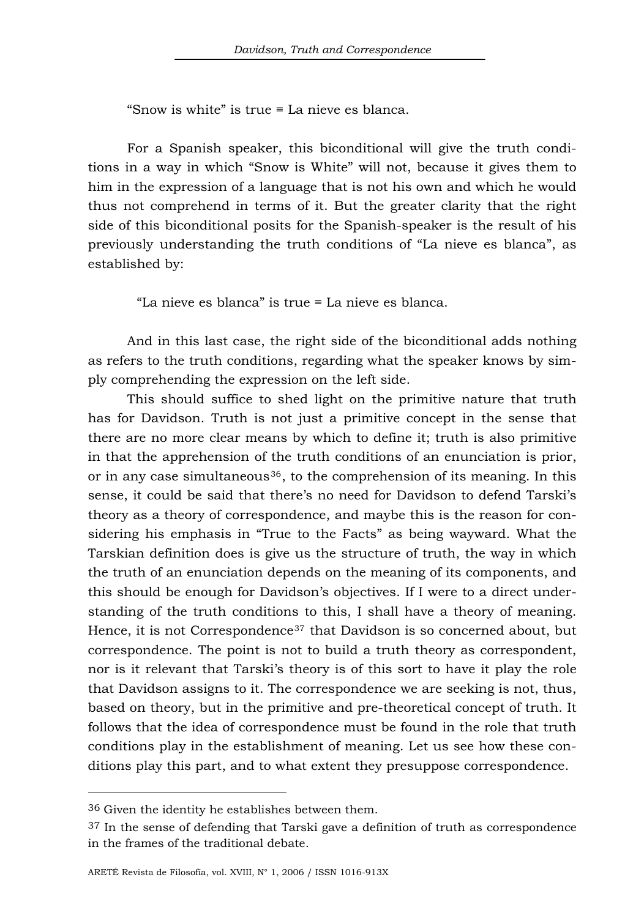"Snow is white" is true ≡ La nieve es blanca.

For a Spanish speaker, this biconditional will give the truth conditions in a way in which "Snow is White" will not, because it gives them to him in the expression of a language that is not his own and which he would thus not comprehend in terms of it. But the greater clarity that the right side of this biconditional posits for the Spanish-speaker is the result of his previously understanding the truth conditions of "La nieve es blanca", as established by:

"La nieve es blanca" is true ≡ La nieve es blanca.

And in this last case, the right side of the biconditional adds nothing as refers to the truth conditions, regarding what the speaker knows by simply comprehending the expression on the left side.

This should suffice to shed light on the primitive nature that truth has for Davidson. Truth is not just a primitive concept in the sense that there are no more clear means by which to define it; truth is also primitive in that the apprehension of the truth conditions of an enunciation is prior, or in any case simultaneous[36], to the comprehension of its meaning. In this sense, it could be said that there's no need for Davidson to defend Tarski's theory as a theory of correspondence, and maybe this is the reason for considering his emphasis in "True to the Facts" as being wayward. What the Tarskian definition does is give us the structure of truth, the way in which the truth of an enunciation depends on the meaning of its components, and this should be enough for Davidson's objectives. If I were to a direct understanding of the truth conditions to this, I shall have a theory of meaning. Hence, it is not Correspondence[37] that Davidson is so concerned about, but correspondence. The point is not to build a truth theory as correspondent, nor is it relevant that Tarski's theory is of this sort to have it play the role that Davidson assigns to it. The correspondence we are seeking is not, thus, based on theory, but in the primitive and pre-theoretical concept of truth. It follows that the idea of correspondence must be found in the role that truth conditions play in the establishment of meaning. Let us see how these conditions play this part, and to what extent they presuppose correspondence.

---

[36] Given the identity he establishes between them.

[37] In the sense of defending that Tarski gave a definition of truth as correspondence in the frames of the traditional debate.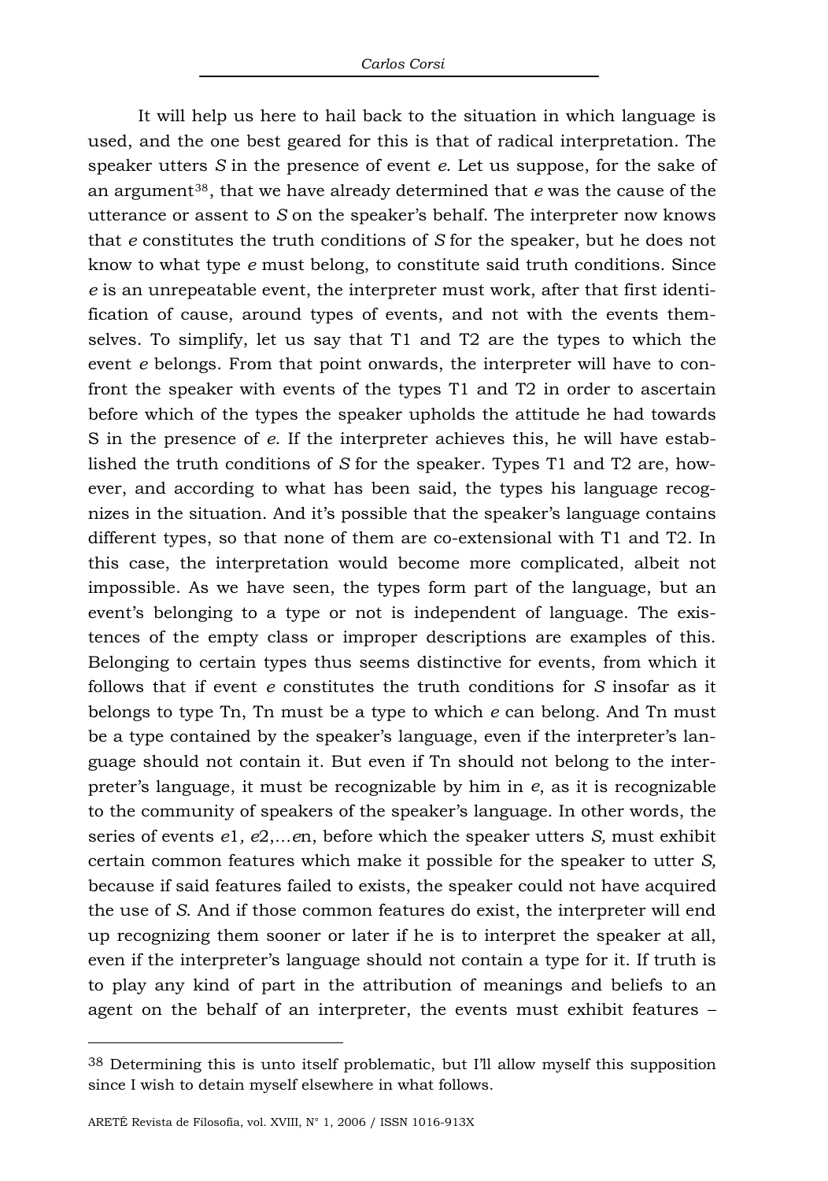It will help us here to hail back to the situation in which language is used, and the one best geared for this is that of radical interpretation. The speaker utters *S* in the presence of event *e*. Let us suppose, for the sake of an argument[38], that we have already determined that *e* was the cause of the utterance or assent to *S* on the speaker's behalf. The interpreter now knows that *e* constitutes the truth conditions of *S* for the speaker, but he does not know to what type *e* must belong, to constitute said truth conditions. Since *e* is an unrepeatable event, the interpreter must work, after that first identification of cause, around types of events, and not with the events themselves. To simplify, let us say that T1 and T2 are the types to which the event *e* belongs. From that point onwards, the interpreter will have to confront the speaker with events of the types T1 and T2 in order to ascertain before which of the types the speaker upholds the attitude he had towards S in the presence of *e*. If the interpreter achieves this, he will have established the truth conditions of *S* for the speaker. Types T1 and T2 are, however, and according to what has been said, the types his language recognizes in the situation. And it's possible that the speaker's language contains different types, so that none of them are co-extensional with T1 and T2. In this case, the interpretation would become more complicated, albeit not impossible. As we have seen, the types form part of the language, but an event's belonging to a type or not is independent of language. The existences of the empty class or improper descriptions are examples of this. Belonging to certain types thus seems distinctive for events, from which it follows that if event *e* constitutes the truth conditions for *S* insofar as it belongs to type Tn, Tn must be a type to which *e* can belong. And Tn must be a type contained by the speaker's language, even if the interpreter's language should not contain it. But even if Tn should not belong to the interpreter's language, it must be recognizable by him in *e*, as it is recognizable to the community of speakers of the speaker's language. In other words, the series of events *e*1*, e*2,…*e*n, before which the speaker utters *S,* must exhibit certain common features which make it possible for the speaker to utter *S,* because if said features failed to exists, the speaker could not have acquired the use of *S*. And if those common features do exist, the interpreter will end up recognizing them sooner or later if he is to interpret the speaker at all, even if the interpreter's language should not contain a type for it. If truth is to play any kind of part in the attribution of meanings and beliefs to an agent on the behalf of an interpreter, the events must exhibit features –

---

[38] Determining this is unto itself problematic, but I'll allow myself this supposition since I wish to detain myself elsewhere in what follows.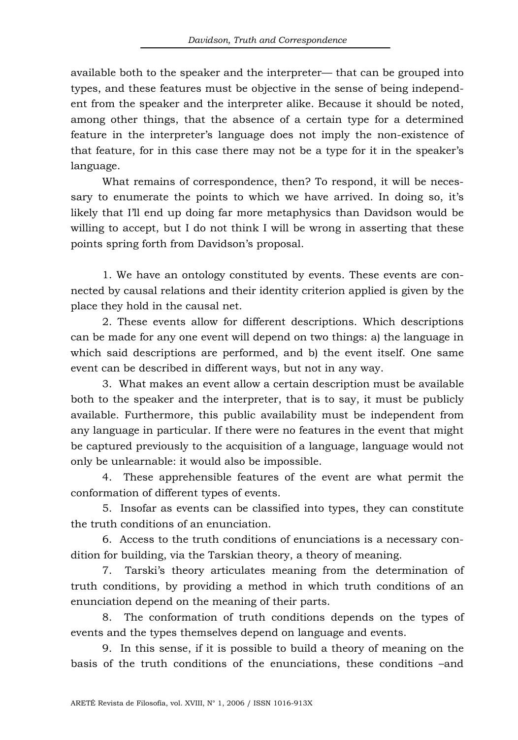available both to the speaker and the interpreter— that can be grouped into types, and these features must be objective in the sense of being independent from the speaker and the interpreter alike. Because it should be noted, among other things, that the absence of a certain type for a determined feature in the interpreter's language does not imply the non-existence of that feature, for in this case there may not be a type for it in the speaker's language.

What remains of correspondence, then? To respond, it will be necessary to enumerate the points to which we have arrived. In doing so, it's likely that I'll end up doing far more metaphysics than Davidson would be willing to accept, but I do not think I will be wrong in asserting that these points spring forth from Davidson's proposal.

1. We have an ontology constituted by events. These events are connected by causal relations and their identity criterion applied is given by the place they hold in the causal net.

2. These events allow for different descriptions. Which descriptions can be made for any one event will depend on two things: a) the language in which said descriptions are performed, and b) the event itself. One same event can be described in different ways, but not in any way.

3. What makes an event allow a certain description must be available both to the speaker and the interpreter, that is to say, it must be publicly available. Furthermore, this public availability must be independent from any language in particular. If there were no features in the event that might be captured previously to the acquisition of a language, language would not only be unlearnable: it would also be impossible.

4. These apprehensible features of the event are what permit the conformation of different types of events.

5. Insofar as events can be classified into types, they can constitute the truth conditions of an enunciation.

6. Access to the truth conditions of enunciations is a necessary condition for building, via the Tarskian theory, a theory of meaning.

7. Tarski's theory articulates meaning from the determination of truth conditions, by providing a method in which truth conditions of an enunciation depend on the meaning of their parts.

8. The conformation of truth conditions depends on the types of events and the types themselves depend on language and events.

9. In this sense, if it is possible to build a theory of meaning on the basis of the truth conditions of the enunciations, these conditions –and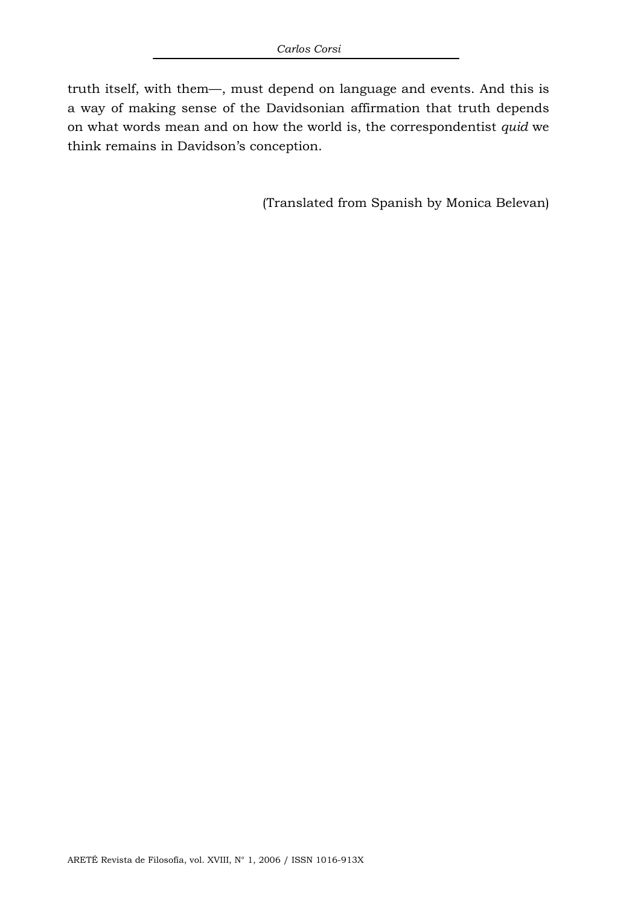truth itself, with them—, must depend on language and events. And this is a way of making sense of the Davidsonian affirmation that truth depends on what words mean and on how the world is, the correspondentist *quid* we think remains in Davidson's conception.

(Translated from Spanish by Monica Belevan)